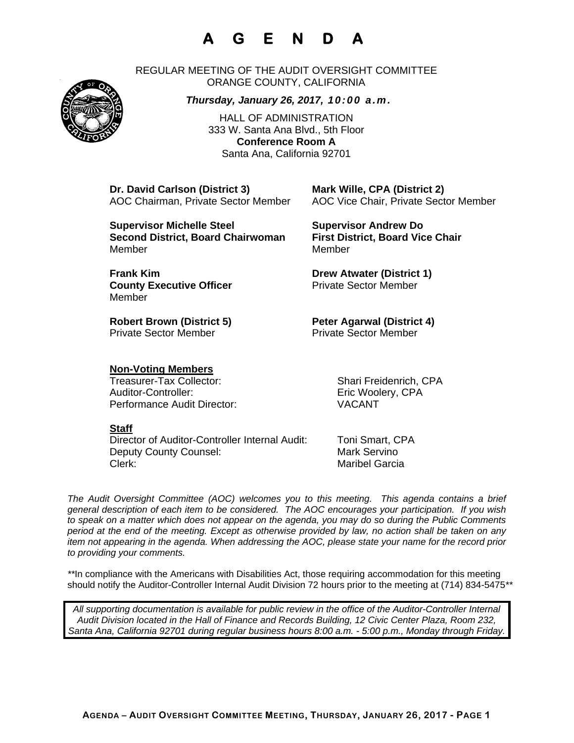# A G E N D A

REGULAR MEETING OF THE AUDIT OVERSIGHT COMMITTEE
ORANGE COUNTY, CALIFORNIA

***Thursday, January 26, 2017, 10:00 a.m.***

HALL OF ADMINISTRATION
333 W. Santa Ana Blvd., 5th Floor
**Conference Room A**
Santa Ana, California 92701

**Dr. David Carlson (District 3)**
AOC Chairman, Private Sector Member

**Mark Wille, CPA (District 2)**
AOC Vice Chair, Private Sector Member

**Supervisor Michelle Steel**
**Second District, Board Chairwoman**
Member

**Supervisor Andrew Do**
**First District, Board Vice Chair**
Member

**Frank Kim**
**County Executive Officer**
Member

**Drew Atwater (District 1)**
Private Sector Member

**Robert Brown (District 5)**
Private Sector Member

**Peter Agarwal (District 4)**
Private Sector Member

**Non-Voting Members**

| | |
|---|---|
| Treasurer-Tax Collector: | Shari Freidenrich, CPA |
| Auditor-Controller: | Eric Woolery, CPA |
| Performance Audit Director: | VACANT |

**Staff**

| | |
|---|---|
| Director of Auditor-Controller Internal Audit: | Toni Smart, CPA |
| Deputy County Counsel: | Mark Servino |
| Clerk: | Maribel Garcia |

*The Audit Oversight Committee (AOC) welcomes you to this meeting. This agenda contains a brief general description of each item to be considered. The AOC encourages your participation. If you wish to speak on a matter which does not appear on the agenda, you may do so during the Public Comments period at the end of the meeting. Except as otherwise provided by law, no action shall be taken on any item not appearing in the agenda. When addressing the AOC, please state your name for the record prior to providing your comments.*

\*\*In compliance with the Americans with Disabilities Act, those requiring accommodation for this meeting should notify the Auditor-Controller Internal Audit Division 72 hours prior to the meeting at (714) 834-5475\*\*

*All supporting documentation is available for public review in the office of the Auditor-Controller Internal Audit Division located in the Hall of Finance and Records Building, 12 Civic Center Plaza, Room 232, Santa Ana, California 92701 during regular business hours 8:00 a.m. - 5:00 p.m., Monday through Friday.*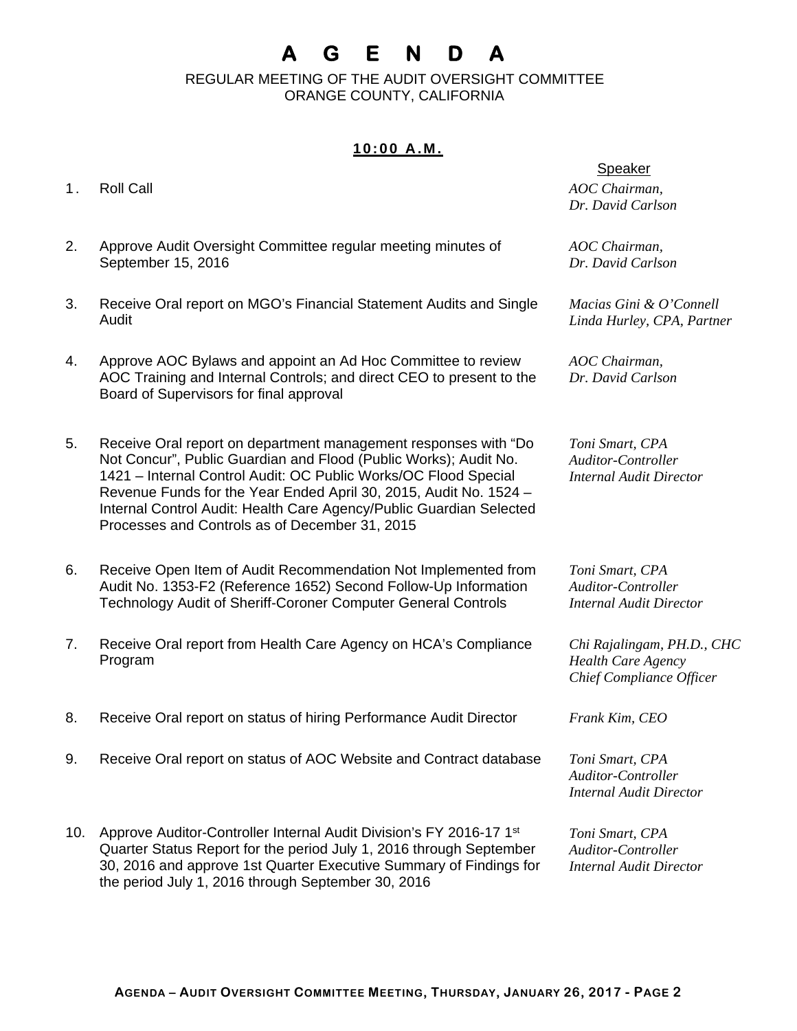# A G E N D A

REGULAR MEETING OF THE AUDIT OVERSIGHT COMMITTEE
ORANGE COUNTY, CALIFORNIA

**10:00 A.M.**

| | Item | Speaker |
|---|---|---|
| 1. | Roll Call | *AOC Chairman, Dr. David Carlson* |
| 2. | Approve Audit Oversight Committee regular meeting minutes of September 15, 2016 | *AOC Chairman, Dr. David Carlson* |
| 3. | Receive Oral report on MGO's Financial Statement Audits and Single Audit | *Macias Gini & O'Connell Linda Hurley, CPA, Partner* |
| 4. | Approve AOC Bylaws and appoint an Ad Hoc Committee to review AOC Training and Internal Controls; and direct CEO to present to the Board of Supervisors for final approval | *AOC Chairman, Dr. David Carlson* |
| 5. | Receive Oral report on department management responses with "Do Not Concur", Public Guardian and Flood (Public Works); Audit No. 1421 – Internal Control Audit: OC Public Works/OC Flood Special Revenue Funds for the Year Ended April 30, 2015, Audit No. 1524 – Internal Control Audit: Health Care Agency/Public Guardian Selected Processes and Controls as of December 31, 2015 | *Toni Smart, CPA Auditor-Controller Internal Audit Director* |
| 6. | Receive Open Item of Audit Recommendation Not Implemented from Audit No. 1353-F2 (Reference 1652) Second Follow-Up Information Technology Audit of Sheriff-Coroner Computer General Controls | *Toni Smart, CPA Auditor-Controller Internal Audit Director* |
| 7. | Receive Oral report from Health Care Agency on HCA's Compliance Program | *Chi Rajalingam, PH.D., CHC Health Care Agency Chief Compliance Officer* |
| 8. | Receive Oral report on status of hiring Performance Audit Director | *Frank Kim, CEO* |
| 9. | Receive Oral report on status of AOC Website and Contract database | *Toni Smart, CPA Auditor-Controller Internal Audit Director* |
| 10. | Approve Auditor-Controller Internal Audit Division's FY 2016-17 1st Quarter Status Report for the period July 1, 2016 through September 30, 2016 and approve 1st Quarter Executive Summary of Findings for the period July 1, 2016 through September 30, 2016 | *Toni Smart, CPA Auditor-Controller Internal Audit Director* |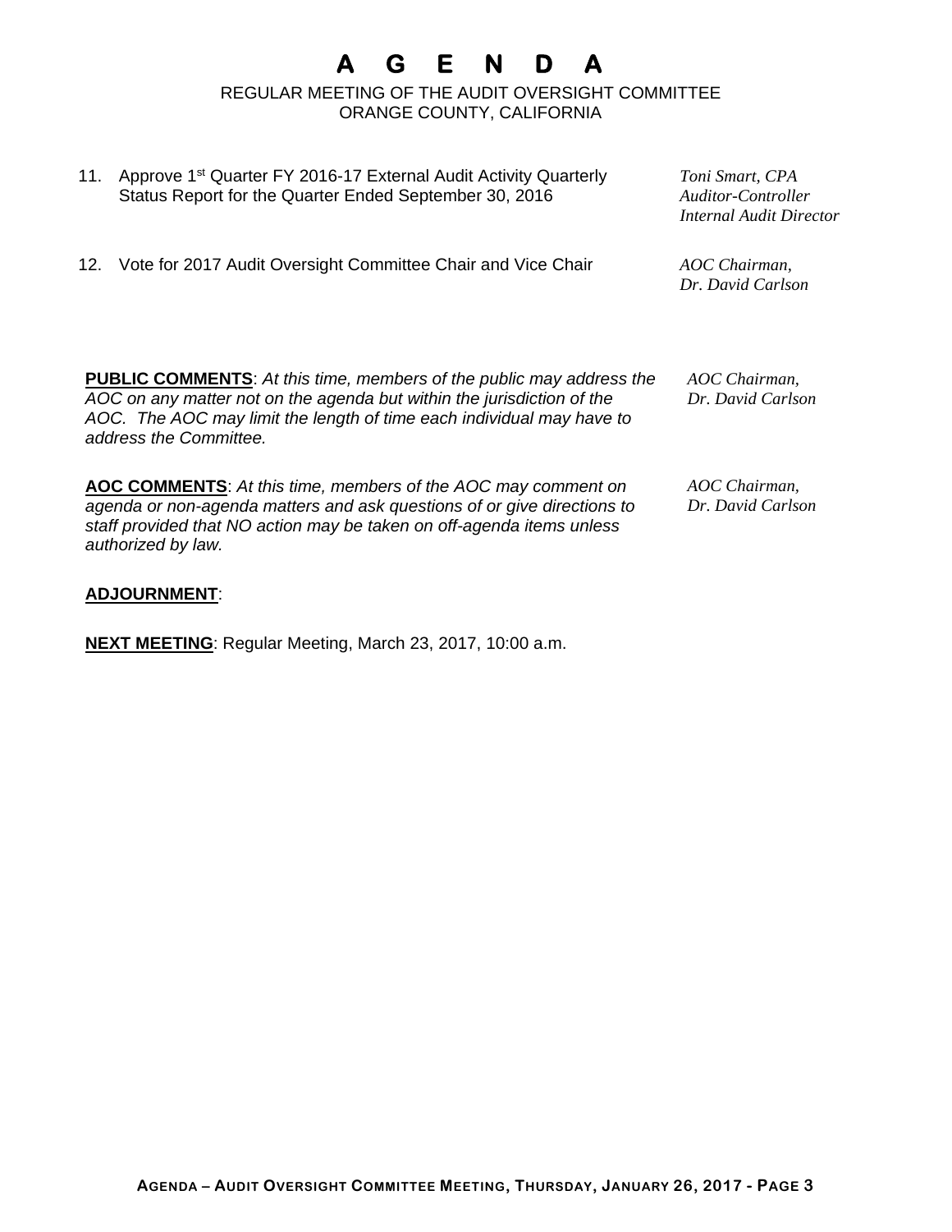# A G E N D A

REGULAR MEETING OF THE AUDIT OVERSIGHT COMMITTEE
ORANGE COUNTY, CALIFORNIA

| | | |
|---|---|---|
| 11. | Approve 1st Quarter FY 2016-17 External Audit Activity Quarterly Status Report for the Quarter Ended September 30, 2016 | *Toni Smart, CPA Auditor-Controller Internal Audit Director* |
| 12. | Vote for 2017 Audit Oversight Committee Chair and Vice Chair | *AOC Chairman, Dr. David Carlson* |

**PUBLIC COMMENTS**: *At this time, members of the public may address the AOC on any matter not on the agenda but within the jurisdiction of the AOC. The AOC may limit the length of time each individual may have to address the Committee.*

*AOC Chairman, Dr. David Carlson*

**AOC COMMENTS**: *At this time, members of the AOC may comment on agenda or non-agenda matters and ask questions of or give directions to staff provided that NO action may be taken on off-agenda items unless authorized by law.*

*AOC Chairman, Dr. David Carlson*

**ADJOURNMENT**:

**NEXT MEETING**: Regular Meeting, March 23, 2017, 10:00 a.m.